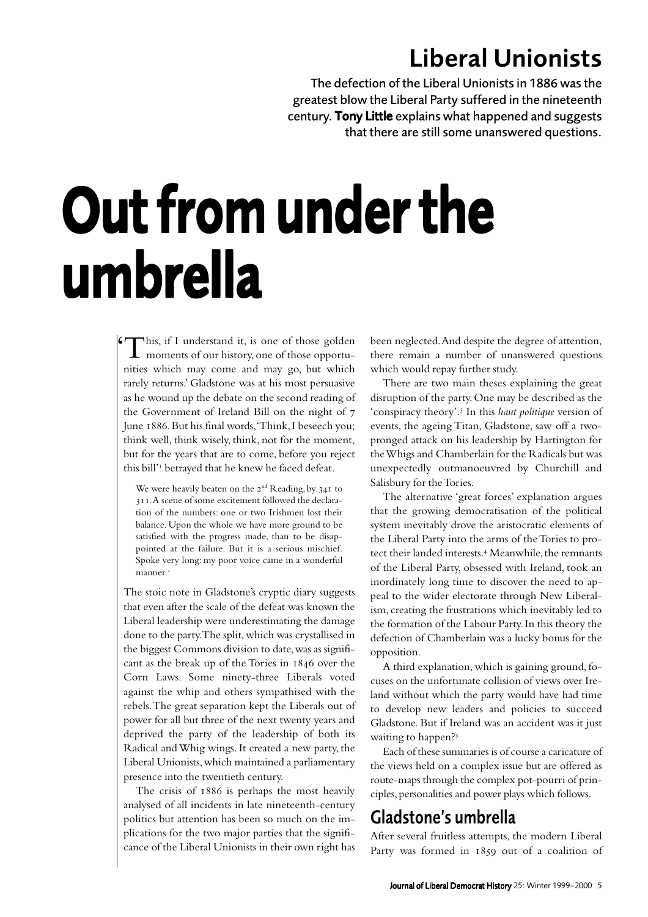## Liberal Unionists

The defection of the Liberal Unionists in 1886 was the greatest blow the Liberal Party suffered in the nineteenth century. **Tony Little** explains what happened and suggests that there are still some unanswered questions.

# Out from under the umbrella

'This, if I understand it, is one of those golden moments of our history, one of those opportunities which may come and may go, but which rarely returns.' Gladstone was at his most persuasive as he wound up the debate on the second reading of the Government of Ireland Bill on the night of 7 June 1886. But his final words, 'Think, I beseech you; think well, think wisely, think, not for the moment, but for the years that are to come, before you reject this bill'[1] betrayed that he knew he faced defeat.

> We were heavily beaten on the 2nd Reading, by 341 to 311. A scene of some excitement followed the declaration of the numbers: one or two Irishmen lost their balance. Upon the whole we have more ground to be satisfied with the progress made, than to be disappointed at the failure. But it is a serious mischief. Spoke very long: my poor voice came in a wonderful manner.[2]

The stoic note in Gladstone's cryptic diary suggests that even after the scale of the defeat was known the Liberal leadership were underestimating the damage done to the party. The split, which was crystallised in the biggest Commons division to date, was as significant as the break up of the Tories in 1846 over the Corn Laws. Some ninety-three Liberals voted against the whip and others sympathised with the rebels. The great separation kept the Liberals out of power for all but three of the next twenty years and deprived the party of the leadership of both its Radical and Whig wings. It created a new party, the Liberal Unionists, which maintained a parliamentary presence into the twentieth century.

The crisis of 1886 is perhaps the most heavily analysed of all incidents in late nineteenth-century politics but attention has been so much on the implications for the two major parties that the significance of the Liberal Unionists in their own right has been neglected. And despite the degree of attention, there remain a number of unanswered questions which would repay further study.

There are two main theses explaining the great disruption of the party. One may be described as the 'conspiracy theory'.[3] In this *haut politique* version of events, the ageing Titan, Gladstone, saw off a two-pronged attack on his leadership by Hartington for the Whigs and Chamberlain for the Radicals but was unexpectedly outmanoeuvred by Churchill and Salisbury for the Tories.

The alternative 'great forces' explanation argues that the growing democratisation of the political system inevitably drove the aristocratic elements of the Liberal Party into the arms of the Tories to protect their landed interests.[4] Meanwhile, the remnants of the Liberal Party, obsessed with Ireland, took an inordinately long time to discover the need to appeal to the wider electorate through New Liberalism, creating the frustrations which inevitably led to the formation of the Labour Party. In this theory the defection of Chamberlain was a lucky bonus for the opposition.

A third explanation, which is gaining ground, focuses on the unfortunate collision of views over Ireland without which the party would have had time to develop new leaders and policies to succeed Gladstone. But if Ireland was an accident was it just waiting to happen?[5]

Each of these summaries is of course a caricature of the views held on a complex issue but are offered as route-maps through the complex pot-pourri of principles, personalities and power plays which follows.

## Gladstone's umbrella

After several fruitless attempts, the modern Liberal Party was formed in 1859 out of a coalition of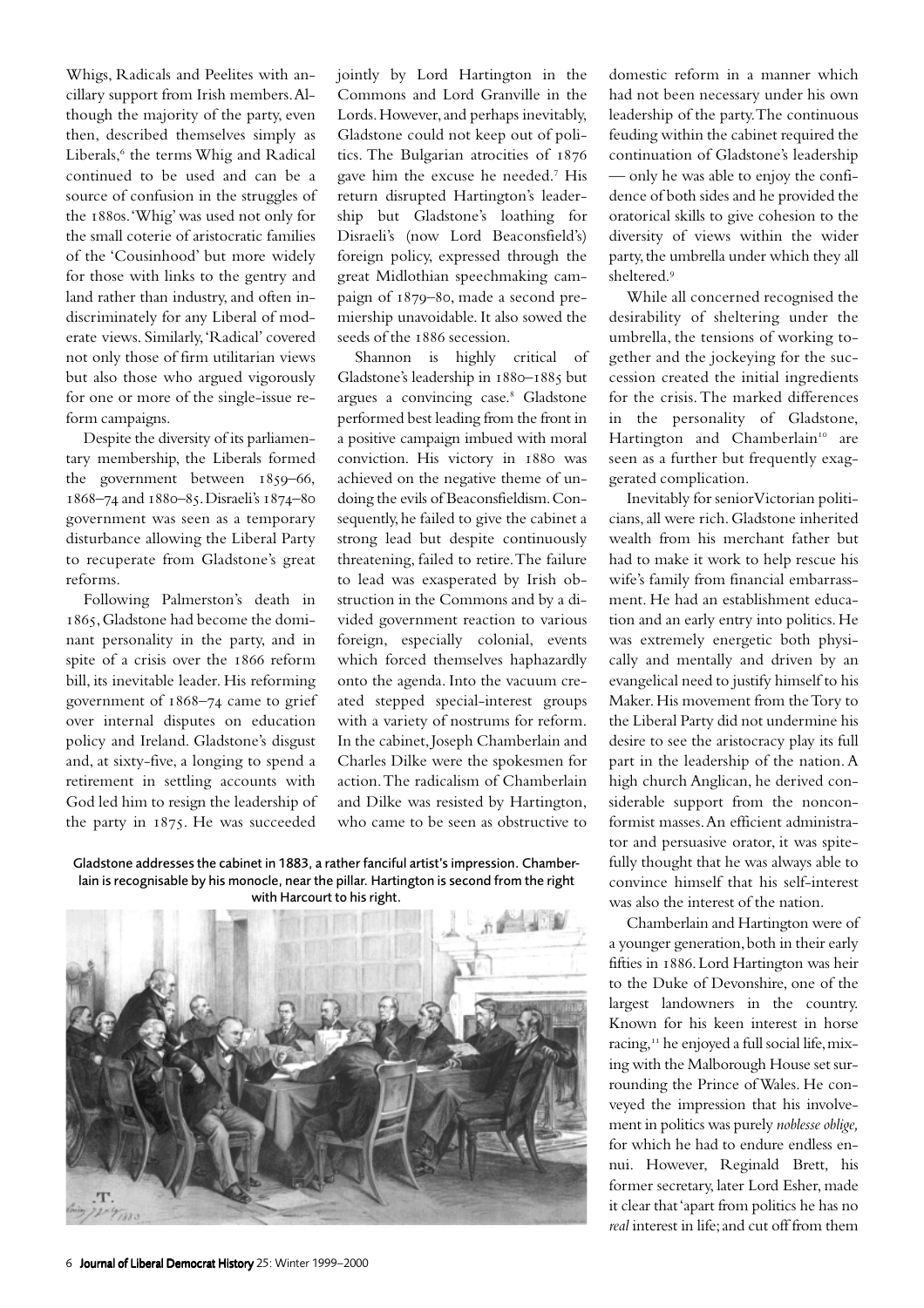Whigs, Radicals and Peelites with ancillary support from Irish members. Although the majority of the party, even then, described themselves simply as Liberals,[6] the terms Whig and Radical continued to be used and can be a source of confusion in the struggles of the 1880s. 'Whig' was used not only for the small coterie of aristocratic families of the 'Cousinhood' but more widely for those with links to the gentry and land rather than industry, and often indiscriminately for any Liberal of moderate views. Similarly, 'Radical' covered not only those of firm utilitarian views but also those who argued vigorously for one or more of the single-issue reform campaigns.

Despite the diversity of its parliamentary membership, the Liberals formed the government between 1859–66, 1868–74 and 1880–85. Disraeli's 1874–80 government was seen as a temporary disturbance allowing the Liberal Party to recuperate from Gladstone's great reforms.

Following Palmerston's death in 1865, Gladstone had become the dominant personality in the party, and in spite of a crisis over the 1866 reform bill, its inevitable leader. His reforming government of 1868–74 came to grief over internal disputes on education policy and Ireland. Gladstone's disgust and, at sixty-five, a longing to spend a retirement in settling accounts with God led him to resign the leadership of the party in 1875. He was succeeded jointly by Lord Hartington in the Commons and Lord Granville in the Lords. However, and perhaps inevitably, Gladstone could not keep out of politics. The Bulgarian atrocities of 1876 gave him the excuse he needed.[7] His return disrupted Hartington's leadership but Gladstone's loathing for Disraeli's (now Lord Beaconsfield's) foreign policy, expressed through the great Midlothian speechmaking campaign of 1879–80, made a second premiership unavoidable. It also sowed the seeds of the 1886 secession.

Shannon is highly critical of Gladstone's leadership in 1880–1885 but argues a convincing case.[8] Gladstone performed best leading from the front in a positive campaign imbued with moral conviction. His victory in 1880 was achieved on the negative theme of undoing the evils of Beaconsfieldism. Consequently, he failed to give the cabinet a strong lead but despite continuously threatening, failed to retire. The failure to lead was exasperated by Irish obstruction in the Commons and by a divided government reaction to various foreign, especially colonial, events which forced themselves haphazardly onto the agenda. Into the vacuum created stepped special-interest groups with a variety of nostrums for reform. In the cabinet, Joseph Chamberlain and Charles Dilke were the spokesmen for action. The radicalism of Chamberlain and Dilke was resisted by Hartington, who came to be seen as obstructive to domestic reform in a manner which had not been necessary under his own leadership of the party. The continuous feuding within the cabinet required the continuation of Gladstone's leadership — only he was able to enjoy the confidence of both sides and he provided the oratorical skills to give cohesion to the diversity of views within the wider party, the umbrella under which they all sheltered.[9]

While all concerned recognised the desirability of sheltering under the umbrella, the tensions of working together and the jockeying for the succession created the initial ingredients for the crisis. The marked differences in the personality of Gladstone, Hartington and Chamberlain[10] are seen as a further but frequently exaggerated complication.

Inevitably for senior Victorian politicians, all were rich. Gladstone inherited wealth from his merchant father but had to make it work to help rescue his wife's family from financial embarrassment. He had an establishment education and an early entry into politics. He was extremely energetic both physically and mentally and driven by an evangelical need to justify himself to his Maker. His movement from the Tory to the Liberal Party did not undermine his desire to see the aristocracy play its full part in the leadership of the nation. A high church Anglican, he derived considerable support from the nonconformist masses. An efficient administrator and persuasive orator, it was spitefully thought that he was always able to convince himself that his self-interest was also the interest of the nation.

Chamberlain and Hartington were of a younger generation, both in their early fifties in 1886. Lord Hartington was heir to the Duke of Devonshire, one of the largest landowners in the country. Known for his keen interest in horse racing,[11] he enjoyed a full social life, mixing with the Malborough House set surrounding the Prince of Wales. He conveyed the impression that his involvement in politics was purely *noblesse oblige,* for which he had to endure endless ennui. However, Reginald Brett, his former secretary, later Lord Esher, made it clear that 'apart from politics he has no *real* interest in life; and cut off from them

Gladstone addresses the cabinet in 1883, a rather fanciful artist's impression. Chamberlain is recognisable by his monocle, near the pillar. Hartington is second from the right with Harcourt to his right.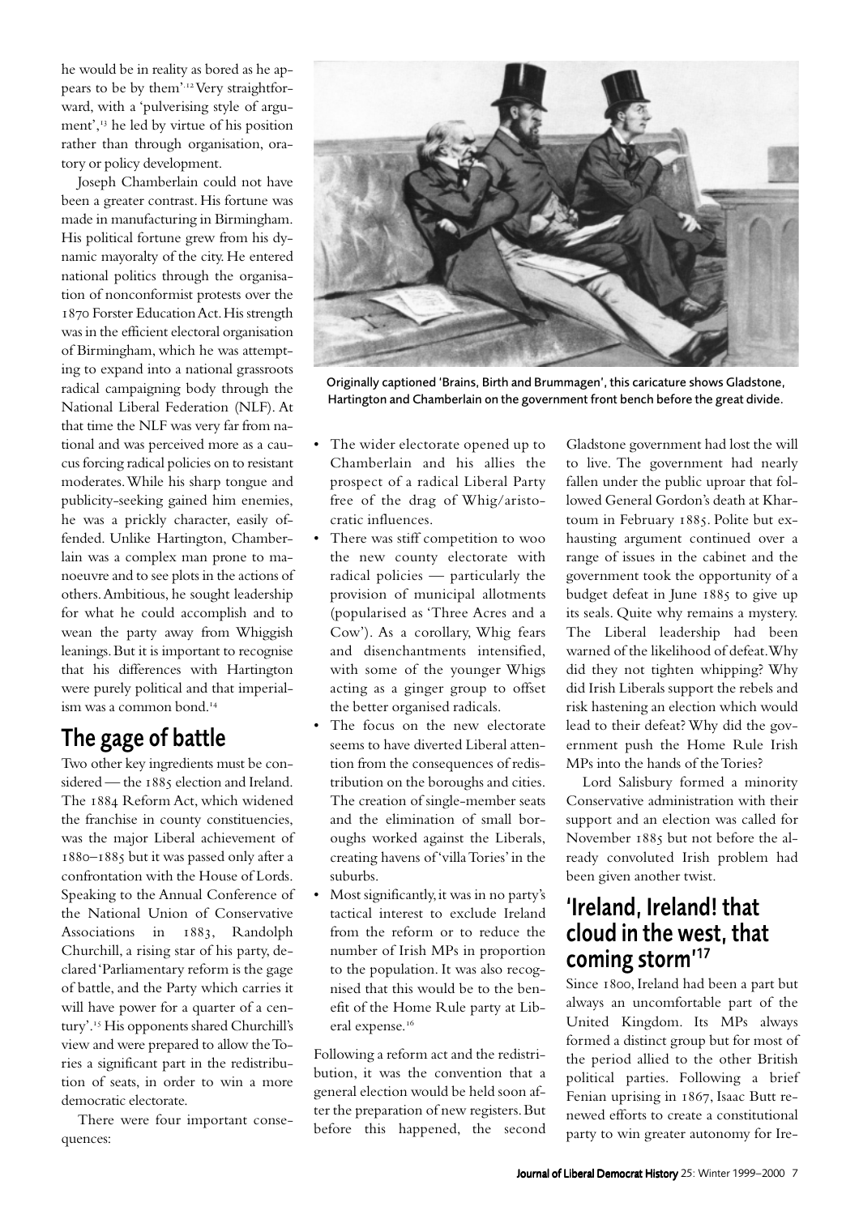he would be in reality as bored as he appears to be by them'.[12] Very straightforward, with a 'pulverising style of argument',[13] he led by virtue of his position rather than through organisation, oratory or policy development.

Joseph Chamberlain could not have been a greater contrast. His fortune was made in manufacturing in Birmingham. His political fortune grew from his dynamic mayoralty of the city. He entered national politics through the organisation of nonconformist protests over the 1870 Forster Education Act. His strength was in the efficient electoral organisation of Birmingham, which he was attempting to expand into a national grassroots radical campaigning body through the National Liberal Federation (NLF). At that time the NLF was very far from national and was perceived more as a caucus forcing radical policies on to resistant moderates. While his sharp tongue and publicity-seeking gained him enemies, he was a prickly character, easily offended. Unlike Hartington, Chamberlain was a complex man prone to manoeuvre and to see plots in the actions of others. Ambitious, he sought leadership for what he could accomplish and to wean the party away from Whiggish leanings. But it is important to recognise that his differences with Hartington were purely political and that imperialism was a common bond.[14]

Originally captioned 'Brains, Birth and Brummagen', this caricature shows Gladstone, Hartington and Chamberlain on the government front bench before the great divide.

## The gage of battle

Two other key ingredients must be considered — the 1885 election and Ireland. The 1884 Reform Act, which widened the franchise in county constituencies, was the major Liberal achievement of 1880–1885 but it was passed only after a confrontation with the House of Lords. Speaking to the Annual Conference of the National Union of Conservative Associations in 1883, Randolph Churchill, a rising star of his party, declared 'Parliamentary reform is the gage of battle, and the Party which carries it will have power for a quarter of a century'.[15] His opponents shared Churchill's view and were prepared to allow the Tories a significant part in the redistribution of seats, in order to win a more democratic electorate.

There were four important consequences:

- The wider electorate opened up to Chamberlain and his allies the prospect of a radical Liberal Party free of the drag of Whig/aristocratic influences.
- There was stiff competition to woo the new county electorate with radical policies — particularly the provision of municipal allotments (popularised as 'Three Acres and a Cow'). As a corollary, Whig fears and disenchantments intensified, with some of the younger Whigs acting as a ginger group to offset the better organised radicals.
- The focus on the new electorate seems to have diverted Liberal attention from the consequences of redistribution on the boroughs and cities. The creation of single-member seats and the elimination of small boroughs worked against the Liberals, creating havens of 'villa Tories' in the suburbs.
- Most significantly, it was in no party's tactical interest to exclude Ireland from the reform or to reduce the number of Irish MPs in proportion to the population. It was also recognised that this would be to the benefit of the Home Rule party at Liberal expense.[16]

Following a reform act and the redistribution, it was the convention that a general election would be held soon after the preparation of new registers. But before this happened, the second Gladstone government had lost the will to live. The government had nearly fallen under the public uproar that followed General Gordon's death at Khartoum in February 1885. Polite but exhausting argument continued over a range of issues in the cabinet and the government took the opportunity of a budget defeat in June 1885 to give up its seals. Quite why remains a mystery. The Liberal leadership had been warned of the likelihood of defeat. Why did they not tighten whipping? Why did Irish Liberals support the rebels and risk hastening an election which would lead to their defeat? Why did the government push the Home Rule Irish MPs into the hands of the Tories?

Lord Salisbury formed a minority Conservative administration with their support and an election was called for November 1885 but not before the already convoluted Irish problem had been given another twist.

## 'Ireland, Ireland! that cloud in the west, that coming storm'[17]

Since 1800, Ireland had been a part but always an uncomfortable part of the United Kingdom. Its MPs always formed a distinct group but for most of the period allied to the other British political parties. Following a brief Fenian uprising in 1867, Isaac Butt renewed efforts to create a constitutional party to win greater autonomy for Ire-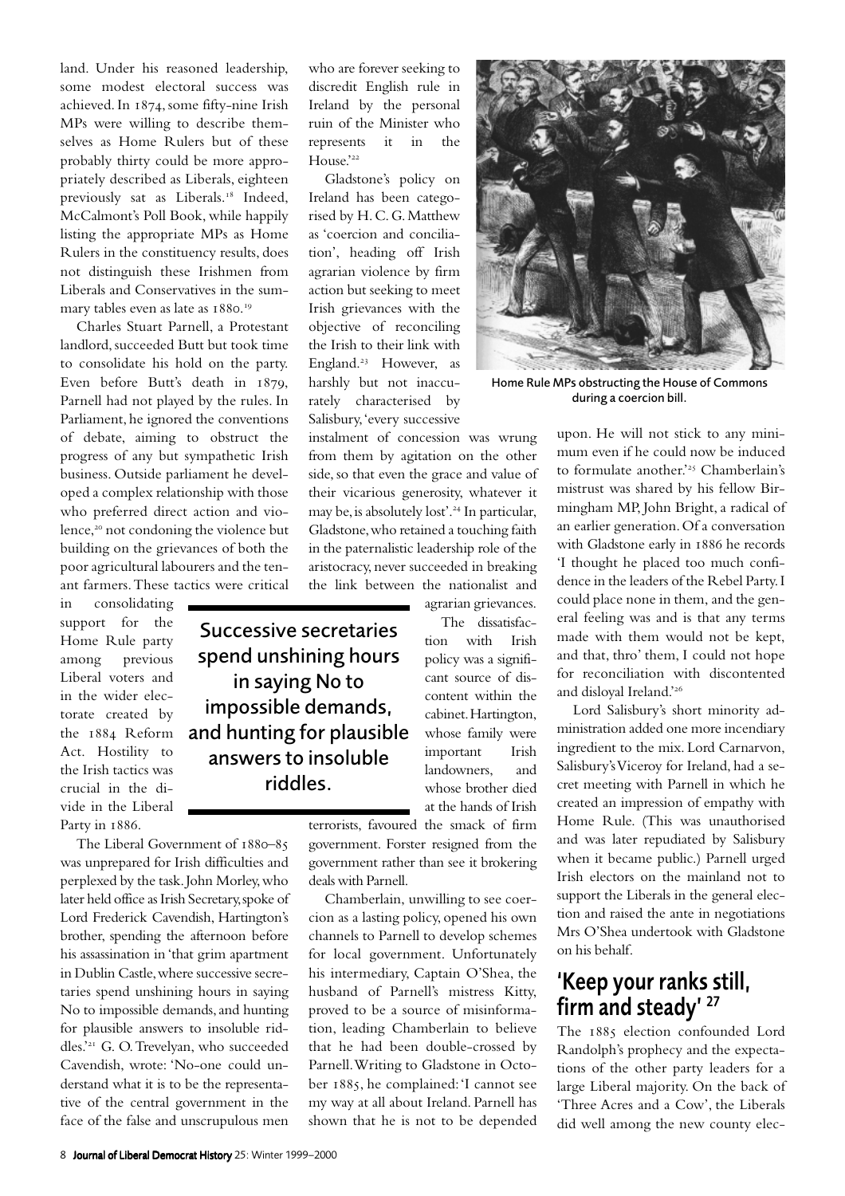land. Under his reasoned leadership, some modest electoral success was achieved. In 1874, some fifty-nine Irish MPs were willing to describe themselves as Home Rulers but of these probably thirty could be more appropriately described as Liberals, eighteen previously sat as Liberals.[18] Indeed, McCalmont's Poll Book, while happily listing the appropriate MPs as Home Rulers in the constituency results, does not distinguish these Irishmen from Liberals and Conservatives in the summary tables even as late as 1880.[19]

Charles Stuart Parnell, a Protestant landlord, succeeded Butt but took time to consolidate his hold on the party. Even before Butt's death in 1879, Parnell had not played by the rules. In Parliament, he ignored the conventions of debate, aiming to obstruct the progress of any but sympathetic Irish business. Outside parliament he developed a complex relationship with those who preferred direct action and violence,[20] not condoning the violence but building on the grievances of both the poor agricultural labourers and the tenant farmers. These tactics were critical in consolidating support for the Home Rule party among previous Liberal voters and in the wider electorate created by the 1884 Reform Act. Hostility to the Irish tactics was crucial in the divide in the Liberal Party in 1886.

The Liberal Government of 1880–85 was unprepared for Irish difficulties and perplexed by the task. John Morley, who later held office as Irish Secretary, spoke of Lord Frederick Cavendish, Hartington's brother, spending the afternoon before his assassination in 'that grim apartment in Dublin Castle, where successive secretaries spend unshining hours in saying No to impossible demands, and hunting for plausible answers to insoluble riddles.'[21] G. O. Trevelyan, who succeeded Cavendish, wrote: 'No-one could understand what it is to be the representative of the central government in the face of the false and unscrupulous men who are forever seeking to discredit English rule in Ireland by the personal ruin of the Minister who represents it in the House.'[22]

Gladstone's policy on Ireland has been categorised by H. C. G. Matthew as 'coercion and conciliation', heading off Irish agrarian violence by firm action but seeking to meet Irish grievances with the objective of reconciling the Irish to their link with England.[23] However, as harshly but not inaccurately characterised by Salisbury, 'every successive instalment of concession was wrung from them by agitation on the other side, so that even the grace and value of their vicarious generosity, whatever it may be, is absolutely lost'.[24] In particular, Gladstone, who retained a touching faith in the paternalistic leadership role of the aristocracy, never succeeded in breaking the link between the nationalist and agrarian grievances.

> **Successive secretaries spend unshining hours in saying No to impossible demands, and hunting for plausible answers to insoluble riddles.**

The dissatisfaction with Irish policy was a significant source of discontent within the cabinet. Hartington, whose family were important Irish landowners, and whose brother died at the hands of Irish terrorists, favoured the smack of firm government. Forster resigned from the government rather than see it brokering deals with Parnell.

Chamberlain, unwilling to see coercion as a lasting policy, opened his own channels to Parnell to develop schemes for local government. Unfortunately his intermediary, Captain O'Shea, the husband of Parnell's mistress Kitty, proved to be a source of misinformation, leading Chamberlain to believe that he had been double-crossed by Parnell. Writing to Gladstone in October 1885, he complained: 'I cannot see my way at all about Ireland. Parnell has shown that he is not to be depended upon. He will not stick to any minimum even if he could now be induced to formulate another.'[25] Chamberlain's mistrust was shared by his fellow Birmingham MP, John Bright, a radical of an earlier generation. Of a conversation with Gladstone early in 1886 he records 'I thought he placed too much confidence in the leaders of the Rebel Party. I could place none in them, and the general feeling was and is that any terms made with them would not be kept, and that, thro' them, I could not hope for reconciliation with discontented and disloyal Ireland.'[26]

Home Rule MPs obstructing the House of Commons during a coercion bill.

Lord Salisbury's short minority administration added one more incendiary ingredient to the mix. Lord Carnarvon, Salisbury's Viceroy for Ireland, had a secret meeting with Parnell in which he created an impression of empathy with Home Rule. (This was unauthorised and was later repudiated by Salisbury when it became public.) Parnell urged Irish electors on the mainland not to support the Liberals in the general election and raised the ante in negotiations Mrs O'Shea undertook with Gladstone on his behalf.

## 'Keep your ranks still, firm and steady' [27]

The 1885 election confounded Lord Randolph's prophecy and the expectations of the other party leaders for a large Liberal majority. On the back of 'Three Acres and a Cow', the Liberals did well among the new county elec-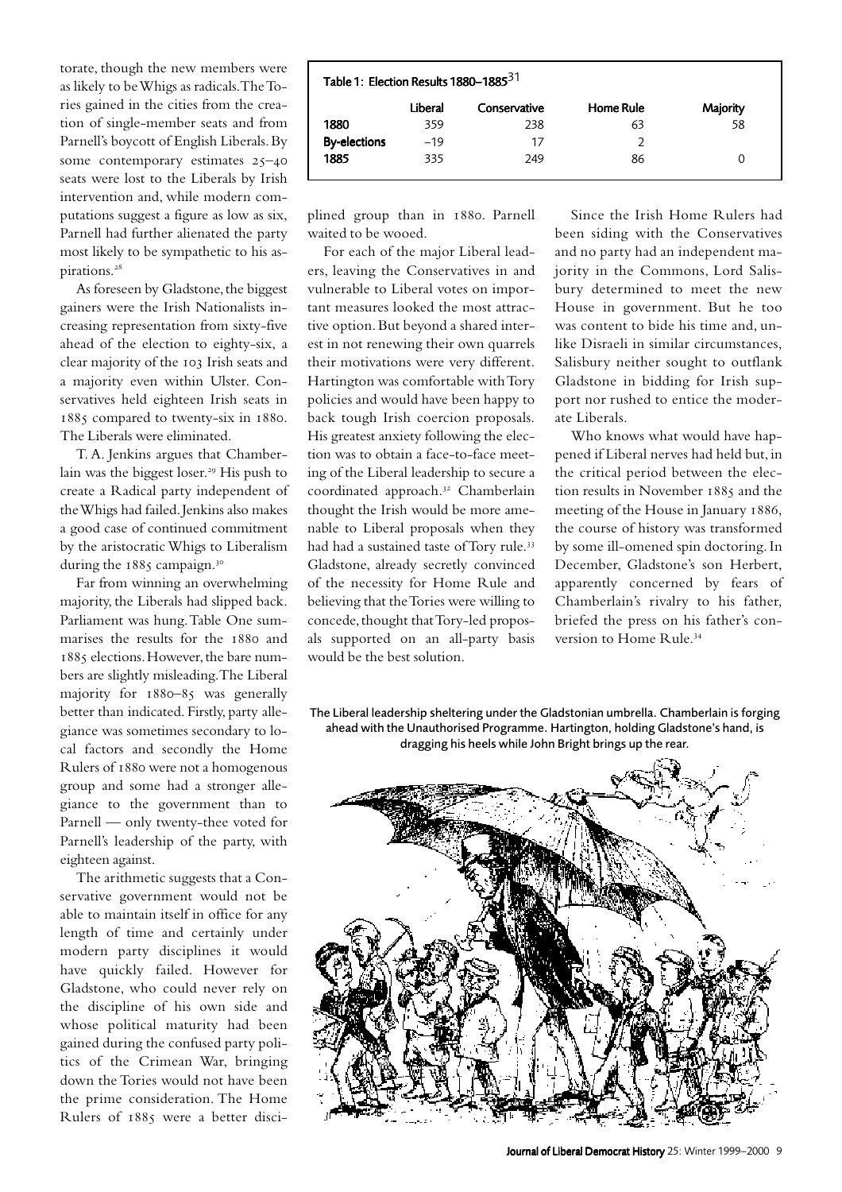torate, though the new members were as likely to be Whigs as radicals. The Tories gained in the cities from the creation of single-member seats and from Parnell's boycott of English Liberals. By some contemporary estimates 25–40 seats were lost to the Liberals by Irish intervention and, while modern computations suggest a figure as low as six, Parnell had further alienated the party most likely to be sympathetic to his aspirations.[28]

As foreseen by Gladstone, the biggest gainers were the Irish Nationalists increasing representation from sixty-five ahead of the election to eighty-six, a clear majority of the 103 Irish seats and a majority even within Ulster. Conservatives held eighteen Irish seats in 1885 compared to twenty-six in 1880. The Liberals were eliminated.

T. A. Jenkins argues that Chamberlain was the biggest loser.[29] His push to create a Radical party independent of the Whigs had failed. Jenkins also makes a good case of continued commitment by the aristocratic Whigs to Liberalism during the 1885 campaign.[30]

Far from winning an overwhelming majority, the Liberals had slipped back. Parliament was hung. Table One summarises the results for the 1880 and 1885 elections. However, the bare numbers are slightly misleading. The Liberal majority for 1880–85 was generally better than indicated. Firstly, party allegiance was sometimes secondary to local factors and secondly the Home Rulers of 1880 were not a homogenous group and some had a stronger allegiance to the government than to Parnell — only twenty-thee voted for Parnell's leadership of the party, with eighteen against.

The arithmetic suggests that a Conservative government would not be able to maintain itself in office for any length of time and certainly under modern party disciplines it would have quickly failed. However for Gladstone, who could never rely on the discipline of his own side and whose political maturity had been gained during the confused party politics of the Crimean War, bringing down the Tories would not have been the prime consideration. The Home Rulers of 1885 were a better disciplined group than in 1880. Parnell waited to be wooed.

**Table 1: Election Results 1880–1885**[31]

| | Liberal | Conservative | Home Rule | Majority |
|---|---|---|---|---|
| **1880** | 359 | 238 | 63 | 58 |
| **By-elections** | –19 | 17 | 2 | |
| **1885** | 335 | 249 | 86 | 0 |

For each of the major Liberal leaders, leaving the Conservatives in and vulnerable to Liberal votes on important measures looked the most attractive option. But beyond a shared interest in not renewing their own quarrels their motivations were very different. Hartington was comfortable with Tory policies and would have been happy to back tough Irish coercion proposals. His greatest anxiety following the election was to obtain a face-to-face meeting of the Liberal leadership to secure a coordinated approach.[32] Chamberlain thought the Irish would be more amenable to Liberal proposals when they had had a sustained taste of Tory rule.[33] Gladstone, already secretly convinced of the necessity for Home Rule and believing that the Tories were willing to concede, thought that Tory-led proposals supported on an all-party basis would be the best solution.

Since the Irish Home Rulers had been siding with the Conservatives and no party had an independent majority in the Commons, Lord Salisbury determined to meet the new House in government. But he too was content to bide his time and, unlike Disraeli in similar circumstances, Salisbury neither sought to outflank Gladstone in bidding for Irish support nor rushed to entice the moderate Liberals.

Who knows what would have happened if Liberal nerves had held but, in the critical period between the election results in November 1885 and the meeting of the House in January 1886, the course of history was transformed by some ill-omened spin doctoring. In December, Gladstone's son Herbert, apparently concerned by fears of Chamberlain's rivalry to his father, briefed the press on his father's conversion to Home Rule.[34]

The Liberal leadership sheltering under the Gladstonian umbrella. Chamberlain is forging ahead with the Unauthorised Programme. Hartington, holding Gladstone's hand, is dragging his heels while John Bright brings up the rear.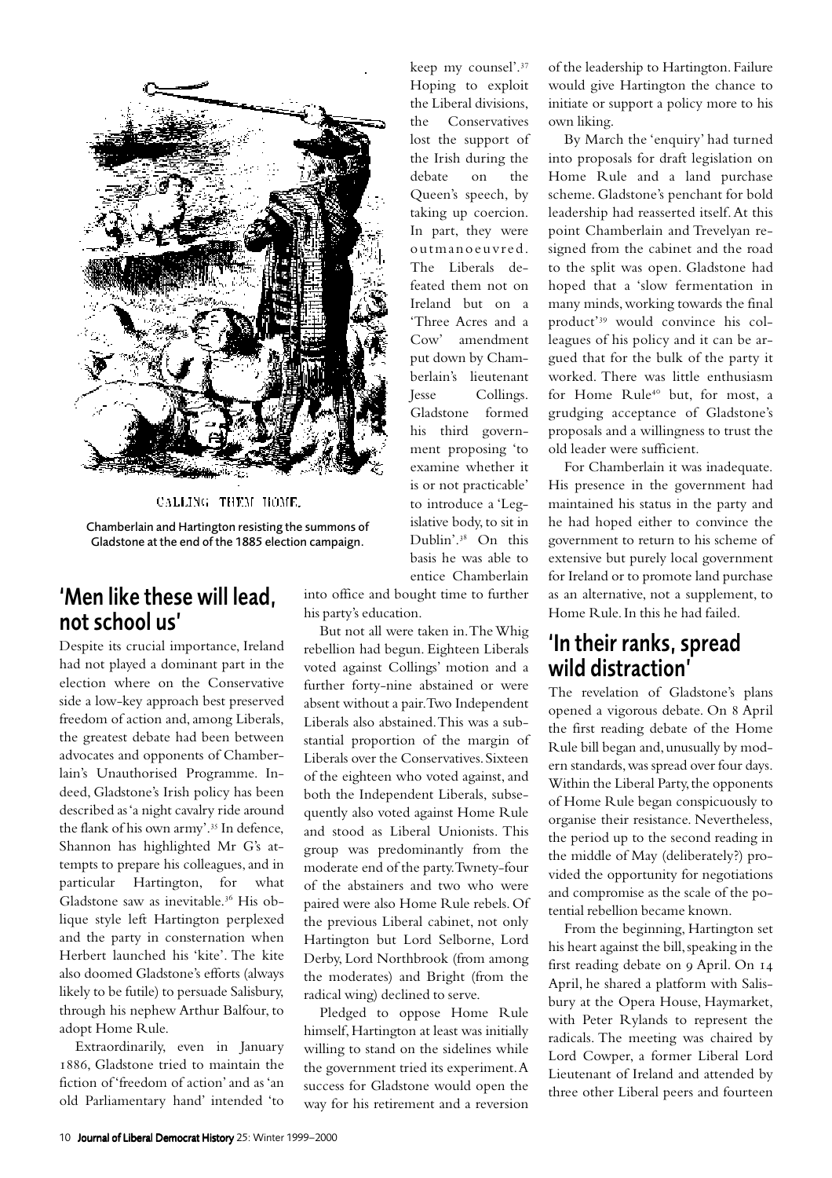CALLING THEM HOME.

Chamberlain and Hartington resisting the summons of Gladstone at the end of the 1885 election campaign.

## 'Men like these will lead, not school us'

Despite its crucial importance, Ireland had not played a dominant part in the election where on the Conservative side a low-key approach best preserved freedom of action and, among Liberals, the greatest debate had been between advocates and opponents of Chamberlain's Unauthorised Programme. Indeed, Gladstone's Irish policy has been described as 'a night cavalry ride around the flank of his own army'.[35] In defence, Shannon has highlighted Mr G's attempts to prepare his colleagues, and in particular Hartington, for what Gladstone saw as inevitable.[36] His oblique style left Hartington perplexed and the party in consternation when Herbert launched his 'kite'. The kite also doomed Gladstone's efforts (always likely to be futile) to persuade Salisbury, through his nephew Arthur Balfour, to adopt Home Rule.

Extraordinarily, even in January 1886, Gladstone tried to maintain the fiction of 'freedom of action' and as 'an old Parliamentary hand' intended 'to keep my counsel'.[37] Hoping to exploit the Liberal divisions, the Conservatives lost the support of the Irish during the debate on the Queen's speech, by taking up coercion. In part, they were outmanoeuvred. The Liberals defeated them not on Ireland but on a 'Three Acres and a Cow' amendment put down by Chamberlain's lieutenant Jesse Collings. Gladstone formed his third government proposing 'to examine whether it is or not practicable' to introduce a 'Legislative body, to sit in Dublin'.[38] On this basis he was able to entice Chamberlain into office and bought time to further his party's education.

But not all were taken in. The Whig rebellion had begun. Eighteen Liberals voted against Collings' motion and a further forty-nine abstained or were absent without a pair. Two Independent Liberals also abstained. This was a substantial proportion of the margin of Liberals over the Conservatives. Sixteen of the eighteen who voted against, and both the Independent Liberals, subsequently also voted against Home Rule and stood as Liberal Unionists. This group was predominantly from the moderate end of the party. Twnety-four of the abstainers and two who were paired were also Home Rule rebels. Of the previous Liberal cabinet, not only Hartington but Lord Selborne, Lord Derby, Lord Northbrook (from among the moderates) and Bright (from the radical wing) declined to serve.

Pledged to oppose Home Rule himself, Hartington at least was initially willing to stand on the sidelines while the government tried its experiment. A success for Gladstone would open the way for his retirement and a reversion of the leadership to Hartington. Failure would give Hartington the chance to initiate or support a policy more to his own liking.

By March the 'enquiry' had turned into proposals for draft legislation on Home Rule and a land purchase scheme. Gladstone's penchant for bold leadership had reasserted itself. At this point Chamberlain and Trevelyan resigned from the cabinet and the road to the split was open. Gladstone had hoped that a 'slow fermentation in many minds, working towards the final product'[39] would convince his colleagues of his policy and it can be argued that for the bulk of the party it worked. There was little enthusiasm for Home Rule[40] but, for most, a grudging acceptance of Gladstone's proposals and a willingness to trust the old leader were sufficient.

For Chamberlain it was inadequate. His presence in the government had maintained his status in the party and he had hoped either to convince the government to return to his scheme of extensive but purely local government for Ireland or to promote land purchase as an alternative, not a supplement, to Home Rule. In this he had failed.

## 'In their ranks, spread wild distraction'

The revelation of Gladstone's plans opened a vigorous debate. On 8 April the first reading debate of the Home Rule bill began and, unusually by modern standards, was spread over four days. Within the Liberal Party, the opponents of Home Rule began conspicuously to organise their resistance. Nevertheless, the period up to the second reading in the middle of May (deliberately?) provided the opportunity for negotiations and compromise as the scale of the potential rebellion became known.

From the beginning, Hartington set his heart against the bill, speaking in the first reading debate on 9 April. On 14 April, he shared a platform with Salisbury at the Opera House, Haymarket, with Peter Rylands to represent the radicals. The meeting was chaired by Lord Cowper, a former Liberal Lord Lieutenant of Ireland and attended by three other Liberal peers and fourteen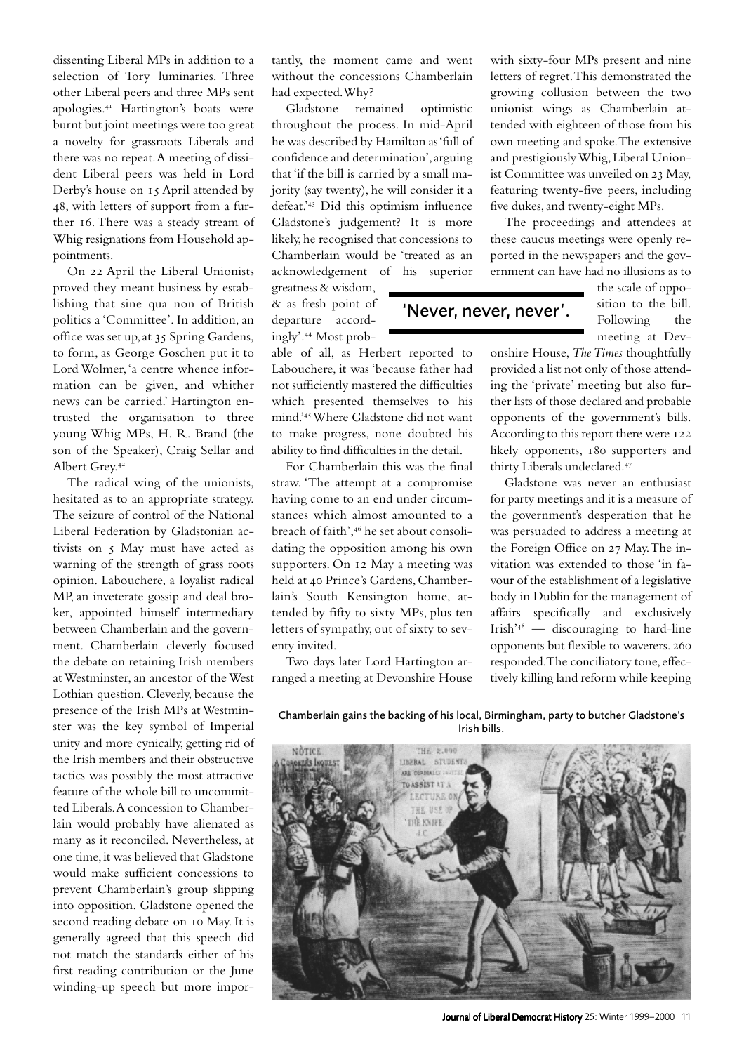dissenting Liberal MPs in addition to a selection of Tory luminaries. Three other Liberal peers and three MPs sent apologies.[41] Hartington's boats were burnt but joint meetings were too great a novelty for grassroots Liberals and there was no repeat. A meeting of dissident Liberal peers was held in Lord Derby's house on 15 April attended by 48, with letters of support from a further 16. There was a steady stream of Whig resignations from Household appointments.

On 22 April the Liberal Unionists proved they meant business by establishing that sine qua non of British politics a 'Committee'. In addition, an office was set up, at 35 Spring Gardens, to form, as George Goschen put it to Lord Wolmer, 'a centre whence information can be given, and whither news can be carried.' Hartington entrusted the organisation to three young Whig MPs, H. R. Brand (the son of the Speaker), Craig Sellar and Albert Grey.[42]

The radical wing of the unionists, hesitated as to an appropriate strategy. The seizure of control of the National Liberal Federation by Gladstonian activists on 5 May must have acted as warning of the strength of grass roots opinion. Labouchere, a loyalist radical MP, an inveterate gossip and deal broker, appointed himself intermediary between Chamberlain and the government. Chamberlain cleverly focused the debate on retaining Irish members at Westminster, an ancestor of the West Lothian question. Cleverly, because the presence of the Irish MPs at Westminster was the key symbol of Imperial unity and more cynically, getting rid of the Irish members and their obstructive tactics was possibly the most attractive feature of the whole bill to uncommitted Liberals. A concession to Chamberlain would probably have alienated as many as it reconciled. Nevertheless, at one time, it was believed that Gladstone would make sufficient concessions to prevent Chamberlain's group slipping into opposition. Gladstone opened the second reading debate on 10 May. It is generally agreed that this speech did not match the standards either of his first reading contribution or the June winding-up speech but more importantly, the moment came and went without the concessions Chamberlain had expected. Why?

Gladstone remained optimistic throughout the process. In mid-April he was described by Hamilton as 'full of confidence and determination', arguing that 'if the bill is carried by a small majority (say twenty), he will consider it a defeat.'[43] Did this optimism influence Gladstone's judgement? It is more likely, he recognised that concessions to Chamberlain would be 'treated as an acknowledgement of his superior greatness & wisdom, & as fresh point of departure accordingly'.[44] Most probable of all, as Herbert reported to Labouchere, it was 'because father had not sufficiently mastered the difficulties which presented themselves to his mind.'[45] Where Gladstone did not want to make progress, none doubted his ability to find difficulties in the detail.

'Never, never, never'.

For Chamberlain this was the final straw. 'The attempt at a compromise having come to an end under circumstances which almost amounted to a breach of faith',[46] he set about consolidating the opposition among his own supporters. On 12 May a meeting was held at 40 Prince's Gardens, Chamberlain's South Kensington home, attended by fifty to sixty MPs, plus ten letters of sympathy, out of sixty to seventy invited.

Two days later Lord Hartington arranged a meeting at Devonshire House with sixty-four MPs present and nine letters of regret. This demonstrated the growing collusion between the two unionist wings as Chamberlain attended with eighteen of those from his own meeting and spoke. The extensive and prestigiously Whig, Liberal Unionist Committee was unveiled on 23 May, featuring twenty-five peers, including five dukes, and twenty-eight MPs.

The proceedings and attendees at these caucus meetings were openly reported in the newspapers and the government can have had no illusions as to the scale of opposition to the bill. Following the meeting at Devonshire House, *The Times* thoughtfully provided a list not only of those attending the 'private' meeting but also further lists of those declared and probable opponents of the government's bills. According to this report there were 122 likely opponents, 180 supporters and thirty Liberals undeclared.[47]

Gladstone was never an enthusiast for party meetings and it is a measure of the government's desperation that he was persuaded to address a meeting at the Foreign Office on 27 May. The invitation was extended to those 'in favour of the establishment of a legislative body in Dublin for the management of affairs specifically and exclusively Irish'[48] — discouraging to hard-line opponents but flexible to waverers. 260 responded. The conciliatory tone, effectively killing land reform while keeping

Chamberlain gains the backing of his local, Birmingham, party to butcher Gladstone's Irish bills.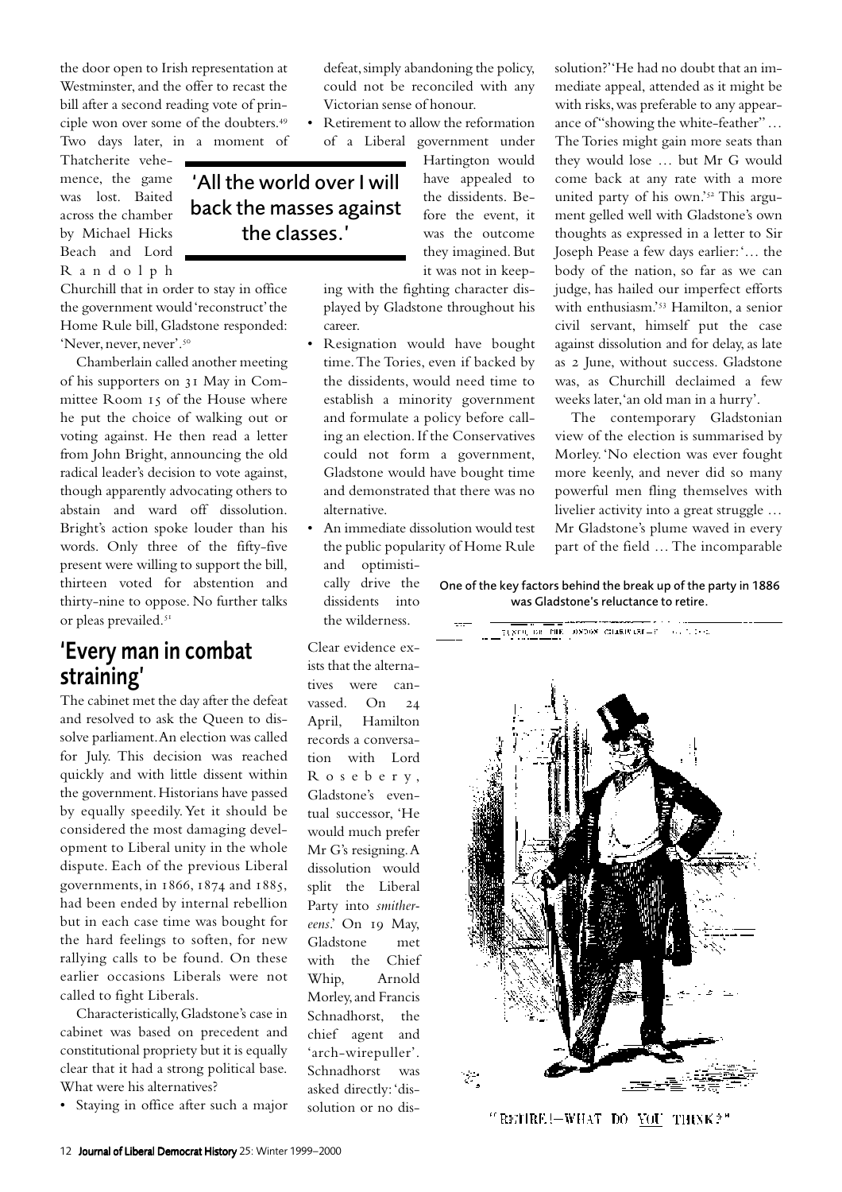the door open to Irish representation at Westminster, and the offer to recast the bill after a second reading vote of principle won over some of the doubters.[49] Two days later, in a moment of Thatcherite vehemence, the game was lost. Baited across the chamber by Michael Hicks Beach and Lord Randolph Churchill that in order to stay in office the government would 'reconstruct' the Home Rule bill, Gladstone responded: 'Never, never, never'.[50]

Chamberlain called another meeting of his supporters on 31 May in Committee Room 15 of the House where he put the choice of walking out or voting against. He then read a letter from John Bright, announcing the old radical leader's decision to vote against, though apparently advocating others to abstain and ward off dissolution. Bright's action spoke louder than his words. Only three of the fifty-five present were willing to support the bill, thirteen voted for abstention and thirty-nine to oppose. No further talks or pleas prevailed.[51]

## 'Every man in combat straining'

The cabinet met the day after the defeat and resolved to ask the Queen to dissolve parliament. An election was called for July. This decision was reached quickly and with little dissent within the government. Historians have passed by equally speedily. Yet it should be considered the most damaging development to Liberal unity in the whole dispute. Each of the previous Liberal governments, in 1866, 1874 and 1885, had been ended by internal rebellion but in each case time was bought for the hard feelings to soften, for new rallying calls to be found. On these earlier occasions Liberals were not called to fight Liberals.

Characteristically, Gladstone's case in cabinet was based on precedent and constitutional propriety but it is equally clear that it had a strong political base. What were his alternatives?

- Staying in office after such a major defeat, simply abandoning the policy, could not be reconciled with any Victorian sense of honour.
- Retirement to allow the reformation of a Liberal government under Hartington would have appealed to the dissidents. Before the event, it was the outcome they imagined. But it was not in keeping with the fighting character displayed by Gladstone throughout his career.
- Resignation would have bought time. The Tories, even if backed by the dissidents, would need time to establish a minority government and formulate a policy before calling an election. If the Conservatives could not form a government, Gladstone would have bought time and demonstrated that there was no alternative.
- An immediate dissolution would test the public popularity of Home Rule and optimistically drive the dissidents into the wilderness.

**'All the world over I will back the masses against the classes.'**

Clear evidence exists that the alternatives were canvassed. On 24 April, Hamilton records a conversation with Lord Rosebery, Gladstone's eventual successor, 'He would much prefer Mr G's resigning. A dissolution would split the Liberal Party into *smithereens*.' On 19 May, Gladstone met with the Chief Whip, Arnold Morley, and Francis Schnadhorst, the chief agent and 'arch-wirepuller'. Schnadhorst was asked directly: 'dissolution or no dissolution?' 'He had no doubt that an immediate appeal, attended as it might be with risks, was preferable to any appearance of "showing the white-feather" … The Tories might gain more seats than they would lose … but Mr G would come back at any rate with a more united party of his own.'[52] This argument gelled well with Gladstone's own thoughts as expressed in a letter to Sir Joseph Pease a few days earlier: '… the body of the nation, so far as we can judge, has hailed our imperfect efforts with enthusiasm.'[53] Hamilton, a senior civil servant, himself put the case against dissolution and for delay, as late as 2 June, without success. Gladstone was, as Churchill declaimed a few weeks later, 'an old man in a hurry'.

The contemporary Gladstonian view of the election is summarised by Morley. 'No election was ever fought more keenly, and never did so many powerful men fling themselves with livelier activity into a great struggle … Mr Gladstone's plume waved in every part of the field … The incomparable

One of the key factors behind the break up of the party in 1886 was Gladstone's reluctance to retire.

"RETIRE!—WHAT DO YOU THINK?"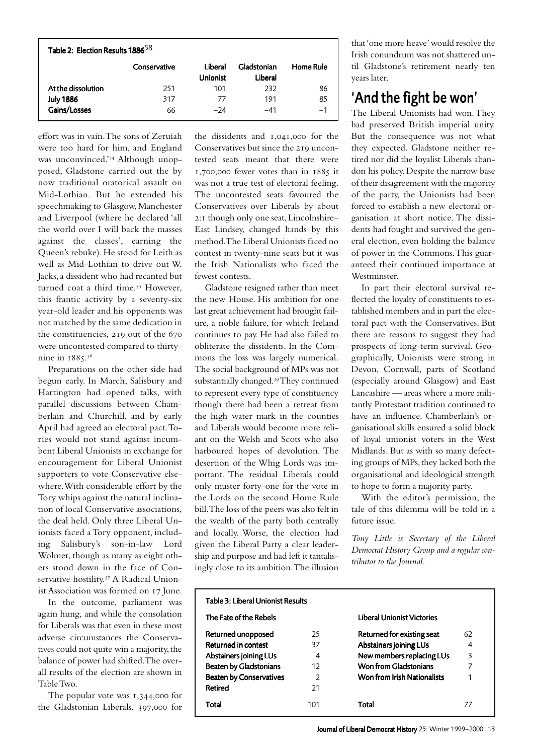Table 2: Election Results 1886[58]

| | Conservative | Liberal Unionist | Gladstonian Liberal | Home Rule |
|---|---|---|---|---|
| At the dissolution | 251 | 101 | 232 | 86 |
| July 1886 | 317 | 77 | 191 | 85 |
| Gains/Losses | 66 | −24 | −41 | −1 |

effort was in vain. The sons of Zeruiah were too hard for him, and England was unconvinced.'[54] Although unopposed, Gladstone carried out the by now traditional oratorical assault on Mid-Lothian. But he extended his speechmaking to Glasgow, Manchester and Liverpool (where he declared 'all the world over I will back the masses against the classes', earning the Queen's rebuke). He stood for Leith as well as Mid-Lothian to drive out W. Jacks, a dissident who had recanted but turned coat a third time.[55] However, this frantic activity by a seventy-six year-old leader and his opponents was not matched by the same dedication in the constituencies, 219 out of the 670 were uncontested compared to thirty-nine in 1885.[56]

Preparations on the other side had begun early. In March, Salisbury and Hartington had opened talks, with parallel discussions between Chamberlain and Churchill, and by early April had agreed an electoral pact. Tories would not stand against incumbent Liberal Unionists in exchange for encouragement for Liberal Unionist supporters to vote Conservative elsewhere. With considerable effort by the Tory whips against the natural inclination of local Conservative associations, the deal held. Only three Liberal Unionists faced a Tory opponent, including Salisbury's son-in-law Lord Wolmer, though as many as eight others stood down in the face of Conservative hostility.[57] A Radical Unionist Association was formed on 17 June.

In the outcome, parliament was again hung, and while the consolation for Liberals was that even in these most adverse circumstances the Conservatives could not quite win a majority, the balance of power had shifted. The overall results of the election are shown in Table Two.

The popular vote was 1,344,000 for the Gladstonian Liberals, 397,000 for the dissidents and 1,041,000 for the Conservatives but since the 219 uncontested seats meant that there were 1,700,000 fewer votes than in 1885 it was not a true test of electoral feeling. The uncontested seats favoured the Conservatives over Liberals by about 2:1 though only one seat, Lincolnshire–East Lindsey, changed hands by this method. The Liberal Unionists faced no contest in twenty-nine seats but it was the Irish Nationalists who faced the fewest contests.

Gladstone resigned rather than meet the new House. His ambition for one last great achievement had brought failure, a noble failure, for which Ireland continues to pay. He had also failed to obliterate the dissidents. In the Commons the loss was largely numerical. The social background of MPs was not substantially changed.[59] They continued to represent every type of constituency though there had been a retreat from the high water mark in the counties and Liberals would become more reliant on the Welsh and Scots who also harboured hopes of devolution. The desertion of the Whig Lords was important. The residual Liberals could only muster forty-one for the vote in the Lords on the second Home Rule bill. The loss of the peers was also felt in the wealth of the party both centrally and locally. Worse, the election had given the Liberal Party a clear leadership and purpose and had left it tantalisingly close to its ambition. The illusion that 'one more heave' would resolve the Irish conundrum was not shattered until Gladstone's retirement nearly ten years later.

## 'And the fight be won'

The Liberal Unionists had won. They had preserved British imperial unity. But the consequence was not what they expected. Gladstone neither retired nor did the loyalist Liberals abandon his policy. Despite the narrow base of their disagreement with the majority of the party, the Unionists had been forced to establish a new electoral organisation at short notice. The dissidents had fought and survived the general election, even holding the balance of power in the Commons. This guaranteed their continued importance at Westminster.

In part their electoral survival reflected the loyalty of constituents to established members and in part the electoral pact with the Conservatives. But there are reasons to suggest they had prospects of long-term survival. Geographically, Unionists were strong in Devon, Cornwall, parts of Scotland (especially around Glasgow) and East Lancashire — areas where a more militantly Protestant tradition continued to have an influence. Chamberlain's organisational skills ensured a solid block of loyal unionist voters in the West Midlands. But as with so many defecting groups of MPs, they lacked both the organisational and ideological strength to hope to form a majority party.

With the editor's permission, the tale of this dilemma will be told in a future issue.

*Tony Little is Secretary of the Liberal Democrat History Group and a regular contributor to the Journal.*

Table 3: Liberal Unionist Results

| The Fate of the Rebels | | Liberal Unionist Victories | |
|---|---|---|---|
| Returned unopposed | 25 | Returned for existing seat | 62 |
| Returned in contest | 37 | Abstainers joining LUs | 4 |
| Abstainers joining LUs | 4 | New members replacing LUs | 3 |
| Beaten by Gladstonians | 12 | Won from Gladstonians | 7 |
| Beaten by Conservatives | 2 | Won from Irish Nationalists | 1 |
| Retired | 21 | | |
| Total | 101 | Total | 77 |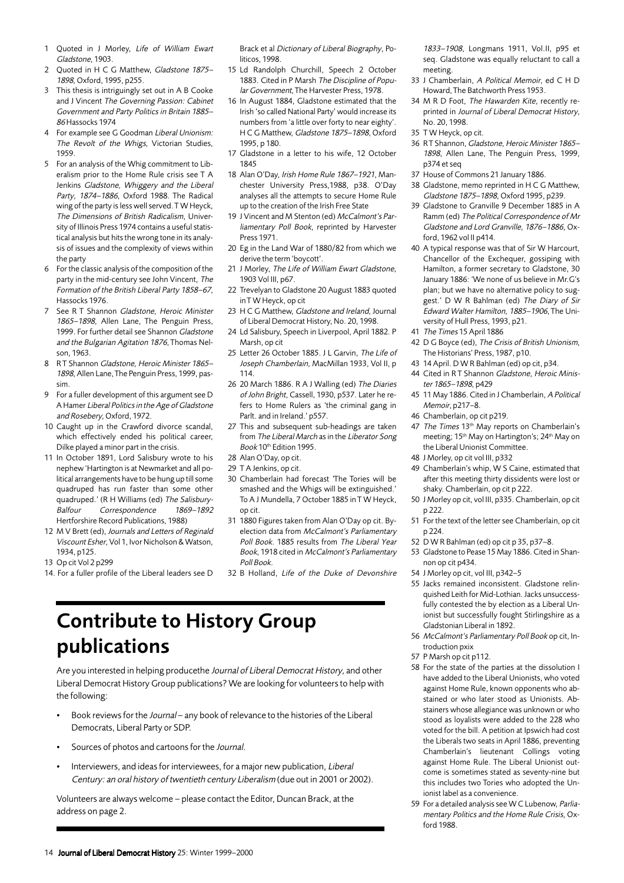1 Quoted in J Morley, *Life of William Ewart Gladstone*, 1903.

2 Quoted in H C G Matthew, *Gladstone 1875–1898*, Oxford, 1995, p255.

3 This thesis is intriguingly set out in A B Cooke and J Vincent *The Governing Passion: Cabinet Government and Party Politics in Britain 1885–86* Hassocks 1974

4 For example see G Goodman *Liberal Unionism: The Revolt of the Whigs*, Victorian Studies, 1959.

5 For an analysis of the Whig commitment to Liberalism prior to the Home Rule crisis see T A Jenkins *Gladstone, Whiggery and the Liberal Party, 1874–1886*, Oxford 1988. The Radical wing of the party is less well served. T W Heyck, *The Dimensions of British Radicalism*, University of Illinois Press 1974 contains a useful statistical analysis but hits the wrong tone in its analysis of issues and the complexity of views within the party

6 For the classic analysis of the composition of the party in the mid-century see John Vincent, *The Formation of the British Liberal Party 1858–67*, Hassocks 1976.

7 See R T Shannon *Gladstone, Heroic Minister 1865–1898*, Allen Lane, The Penguin Press, 1999. For further detail see Shannon *Gladstone and the Bulgarian Agitation 1876*, Thomas Nelson, 1963.

8 R T Shannon *Gladstone, Heroic Minister 1865–1898*, Allen Lane, The Penguin Press, 1999, passim.

9 For a fuller development of this argument see D A Hamer *Liberal Politics in the Age of Gladstone and Rosebery*, Oxford, 1972.

10 Caught up in the Crawford divorce scandal, which effectively ended his political career, Dilke played a minor part in the crisis.

11 In October 1891, Lord Salisbury wrote to his nephew 'Hartington is at Newmarket and all political arrangements have to be hung up till some quadruped has run faster than some other quadruped.' (R H Williams (ed) *The Salisbury-Balfour Correspondence 1869–1892* Hertforshire Record Publications, 1988)

12 M V Brett (ed), *Journals and Letters of Reginald Viscount Esher*, Vol 1, Ivor Nicholson & Watson, 1934, p125.

13 Op cit Vol 2 p299

14. For a fuller profile of the Liberal leaders see D Brack et al *Dictionary of Liberal Biography*, Politicos, 1998.

15 Ld Randolph Churchill, Speech 2 October 1883. Cited in P Marsh *The Discipline of Popular Government*, The Harvester Press, 1978.

16 In August 1884, Gladstone estimated that the Irish 'so called National Party' would increase its numbers from 'a little over forty to near eighty'. H C G Matthew, *Gladstone 1875–1898*, Oxford 1995, p 180.

17 Gladstone in a letter to his wife, 12 October 1845

18 Alan O'Day, *Irish Home Rule 1867–1921*, Manchester University Press,1988, p38. O'Day analyses all the attempts to secure Home Rule up to the creation of the Irish Free State

19 J Vincent and M Stenton (ed) *McCalmont's Parliamentary Poll Book*, reprinted by Harvester Press 1971.

20 Eg in the Land War of 1880/82 from which we derive the term 'boycott'.

21 J Morley, *The Life of William Ewart Gladstone*, 1903 Vol III, p67.

22 Trevelyan to Gladstone 20 August 1883 quoted in T W Heyck, op cit

23 H C G Matthew, *Gladstone and Ireland*, Journal of Liberal Democrat History, No. 20, 1998.

24 Ld Salisbury, Speech in Liverpool, April 1882. P Marsh, op cit

25 Letter 26 October 1885. J L Garvin, *The Life of Joseph Chamberlain*, MacMillan 1933, Vol II, p 114.

26 20 March 1886. R A J Walling (ed) *The Diaries of John Bright*, Cassell, 1930, p537. Later he refers to Home Rulers as 'the criminal gang in Parlt. and in Ireland.' p557.

27 This and subsequent sub-headings are taken from *The Liberal March* as in the *Liberator Song Book* 10th Edition 1995.

28 Alan O'Day, op cit.

29 T A Jenkins, op cit.

30 Chamberlain had forecast 'The Tories will be smashed and the Whigs will be extinguished.' To A J Mundella, 7 October 1885 in T W Heyck, op cit.

31 1880 Figures taken from Alan O'Day op cit. By-election data from *McCalmont's Parliamentary Poll Book*. 1885 results from *The Liberal Year Book*, 1918 cited in *McCalmont's Parliamentary Poll Book*.

32 B Holland, *Life of the Duke of Devonshire 1833–1908*, Longmans 1911, Vol.II, p95 et seq. Gladstone was equally reluctant to call a meeting.

33 J Chamberlain, *A Political Memoir*, ed C H D Howard, The Batchworth Press 1953.

34 M R D Foot, *The Hawarden Kite*, recently reprinted in *Journal of Liberal Democrat History*, No. 20, 1998.

35 T W Heyck, op cit.

36 R T Shannon, *Gladstone, Heroic Minister 1865–1898*, Allen Lane, The Penguin Press, 1999, p374 et seq

37 House of Commons 21 January 1886.

38 Gladstone, memo reprinted in H C G Matthew, *Gladstone 1875–1898*, Oxford 1995, p239.

39 Gladstone to Granville 9 December 1885 in A Ramm (ed) *The Political Correspondence of Mr Gladstone and Lord Granville, 1876–1886*, Oxford, 1962 vol II p414.

40 A typical response was that of Sir W Harcourt, Chancellor of the Exchequer, gossiping with Hamilton, a former secretary to Gladstone, 30 January 1886: 'We none of us believe in Mr.G's plan; but we have no alternative policy to suggest.' D W R Bahlman (ed) *The Diary of Sir Edward Walter Hamilton, 1885–1906*, The University of Hull Press, 1993, p21.

41 *The Times* 15 April 1886

42 D G Boyce (ed), *The Crisis of British Unionism*, The Historians' Press, 1987, p10.

43 14 April. D W R Bahlman (ed) op cit, p34.

44 Cited in R T Shannon *Gladstone, Heroic Minister 1865–1898*, p429

45 11 May 1886. Cited in J Chamberlain, *A Political Memoir*, p217–8.

46 Chamberlain, op cit p219.

47 *The Times* 13th May reports on Chamberlain's meeting; 15th May on Hartington's; 24th May on the Liberal Unionist Committee.

48 J Morley, op cit vol III, p332

49 Chamberlain's whip, W S Caine, estimated that after this meeting thirty dissidents were lost or shaky. Chamberlain, op cit p 222.

50 J Morley op cit, vol III, p335. Chamberlain, op cit p 222.

51 For the text of the letter see Chamberlain, op cit p 224.

52 D W R Bahlman (ed) op cit p 35, p37–8.

53 Gladstone to Pease 15 May 1886. Cited in Shannon op cit p434.

54 J Morley op cit, vol III, p342–5

55 Jacks remained inconsistent. Gladstone relinquished Leith for Mid-Lothian. Jacks unsuccessfully contested the by election as a Liberal Unionist but successfully fought Stirlingshire as a Gladstonian Liberal in 1892.

56 *McCalmont's Parliamentary Poll Book* op cit, Introduction pxix

57 P Marsh op cit p112.

58 For the state of the parties at the dissolution I have added to the Liberal Unionists, who voted against Home Rule, known opponents who abstained or who later stood as Unionists. Abstainers whose allegiance was unknown or who stood as loyalists were added to the 228 who voted for the bill. A petition at Ipswich had cost the Liberals two seats in April 1886, preventing Chamberlain's lieutenant Collings voting against Home Rule. The Liberal Unionist outcome is sometimes stated as seventy-nine but this includes two Tories who adopted the Unionist label as a convenience.

59 For a detailed analysis see W C Lubenow, *Parliamentary Politics and the Home Rule Crisis*, Oxford 1988.

## Contribute to History Group publications

Are you interested in helping producethe *Journal of Liberal Democrat History*, and other Liberal Democrat History Group publications? We are looking for volunteers to help with the following:

- Book reviews for the *Journal* – any book of relevance to the histories of the Liberal Democrats, Liberal Party or SDP.
- Sources of photos and cartoons for the *Journal*.
- Interviewers, and ideas for interviewees, for a major new publication, *Liberal Century: an oral history of twentieth century Liberalism* (due out in 2001 or 2002).

Volunteers are always welcome – please contact the Editor, Duncan Brack, at the address on page 2.